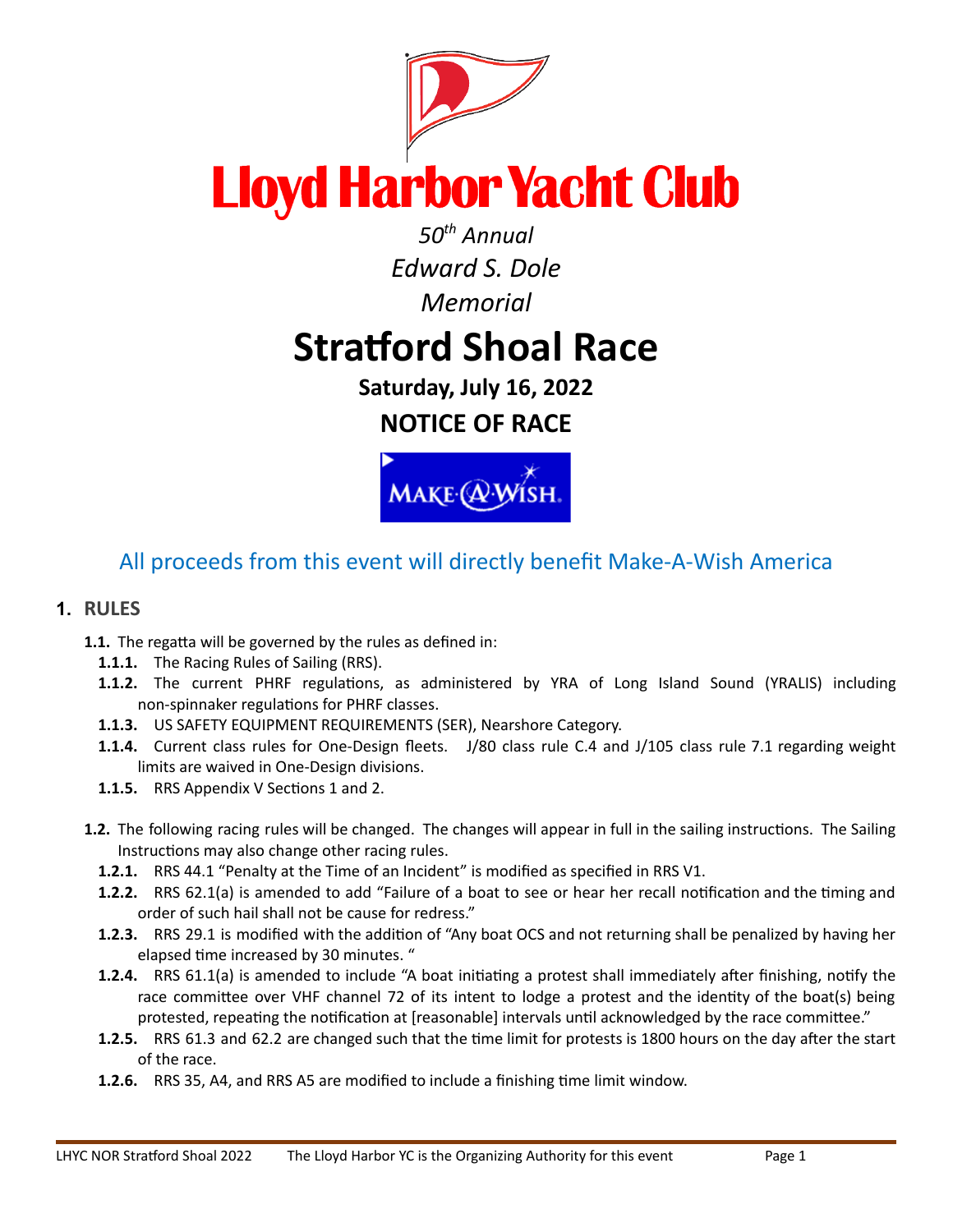# Lloyd Harbor Yacht Club

*50th Annual*

*Edward S. Dole*

*Memorial*

# Stratford Shoal Race

**Saturday, July 16, 2022**

**NOTICE OF RACE**

MAKE-A-WISH.

All proceeds from this event will directly benefit Make-A-Wish America

## 1. RULES

**1.1.** The regatta will be governed by the rules as defined in:

**1.1.1.** The Racing Rules of Sailing (RRS).

**1.1.2.** The current PHRF regulations, as administered by YRA of Long Island Sound (YRALIS) including non-spinnaker regulations for PHRF classes.

**1.1.3.** US SAFETY EQUIPMENT REQUIREMENTS (SER), Nearshore Category.

**1.1.4.** Current class rules for One-Design fleets. J/80 class rule C.4 and J/105 class rule 7.1 regarding weight limits are waived in One-Design divisions.

**1.1.5.** RRS Appendix V Sections 1 and 2.

**1.2.** The following racing rules will be changed. The changes will appear in full in the sailing instructions. The Sailing Instructions may also change other racing rules.

**1.2.1.** RRS 44.1 "Penalty at the Time of an Incident" is modified as specified in RRS V1.

**1.2.2.** RRS 62.1(a) is amended to add "Failure of a boat to see or hear her recall notification and the timing and order of such hail shall not be cause for redress."

**1.2.3.** RRS 29.1 is modified with the addition of "Any boat OCS and not returning shall be penalized by having her elapsed time increased by 30 minutes. "

**1.2.4.** RRS 61.1(a) is amended to include "A boat initiating a protest shall immediately after finishing, notify the race committee over VHF channel 72 of its intent to lodge a protest and the identity of the boat(s) being protested, repeating the notification at [reasonable] intervals until acknowledged by the race committee."

**1.2.5.** RRS 61.3 and 62.2 are changed such that the time limit for protests is 1800 hours on the day after the start of the race.

**1.2.6.** RRS 35, A4, and RRS A5 are modified to include a finishing time limit window.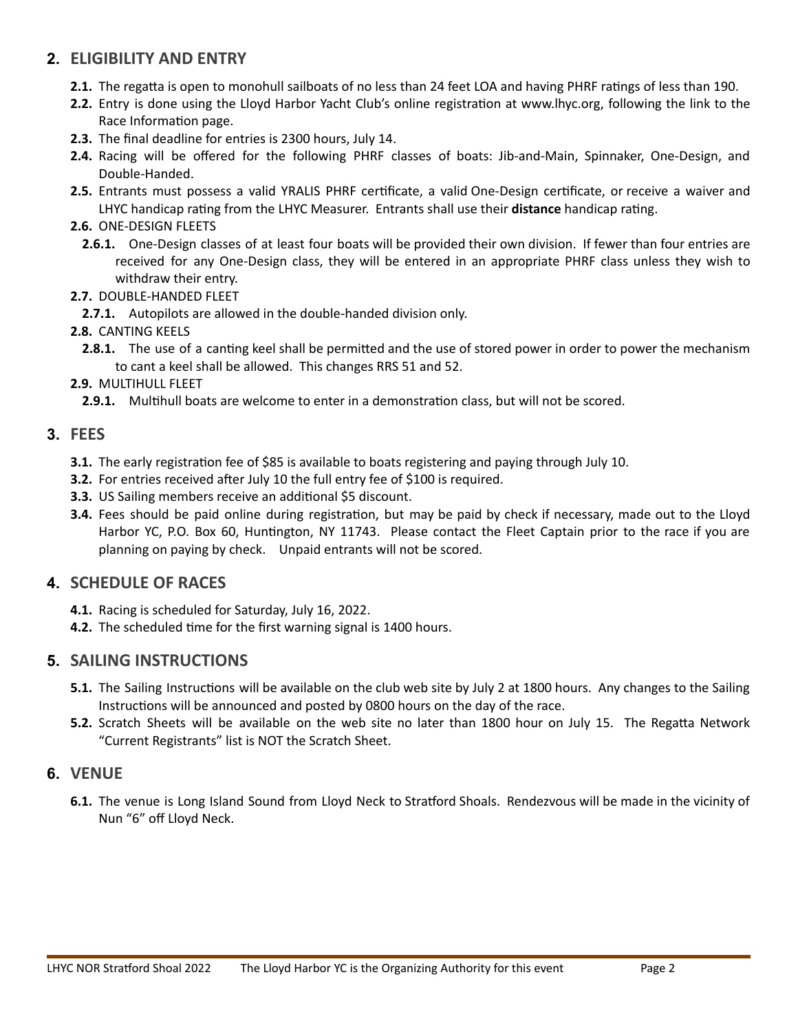## 2. ELIGIBILITY AND ENTRY

**2.1.** The regatta is open to monohull sailboats of no less than 24 feet LOA and having PHRF ratings of less than 190.

**2.2.** Entry is done using the Lloyd Harbor Yacht Club's online registration at www.lhyc.org, following the link to the Race Information page.

**2.3.** The final deadline for entries is 2300 hours, July 14.

**2.4.** Racing will be offered for the following PHRF classes of boats: Jib-and-Main, Spinnaker, One-Design, and Double-Handed.

**2.5.** Entrants must possess a valid YRALIS PHRF certificate, a valid One-Design certificate, or receive a waiver and LHYC handicap rating from the LHYC Measurer. Entrants shall use their **distance** handicap rating.

**2.6.** ONE-DESIGN FLEETS

**2.6.1.** One-Design classes of at least four boats will be provided their own division. If fewer than four entries are received for any One-Design class, they will be entered in an appropriate PHRF class unless they wish to withdraw their entry.

**2.7.** DOUBLE-HANDED FLEET

**2.7.1.** Autopilots are allowed in the double-handed division only.

**2.8.** CANTING KEELS

**2.8.1.** The use of a canting keel shall be permitted and the use of stored power in order to power the mechanism to cant a keel shall be allowed. This changes RRS 51 and 52.

**2.9.** MULTIHULL FLEET

**2.9.1.** Multihull boats are welcome to enter in a demonstration class, but will not be scored.

## 3. FEES

**3.1.** The early registration fee of $85 is available to boats registering and paying through July 10.

**3.2.** For entries received after July 10 the full entry fee of $100 is required.

**3.3.** US Sailing members receive an additional $5 discount.

**3.4.** Fees should be paid online during registration, but may be paid by check if necessary, made out to the Lloyd Harbor YC, P.O. Box 60, Huntington, NY 11743. Please contact the Fleet Captain prior to the race if you are planning on paying by check. Unpaid entrants will not be scored.

## 4. SCHEDULE OF RACES

**4.1.** Racing is scheduled for Saturday, July 16, 2022.

**4.2.** The scheduled time for the first warning signal is 1400 hours.

## 5. SAILING INSTRUCTIONS

**5.1.** The Sailing Instructions will be available on the club web site by July 2 at 1800 hours. Any changes to the Sailing Instructions will be announced and posted by 0800 hours on the day of the race.

**5.2.** Scratch Sheets will be available on the web site no later than 1800 hour on July 15. The Regatta Network "Current Registrants" list is NOT the Scratch Sheet.

## 6. VENUE

**6.1.** The venue is Long Island Sound from Lloyd Neck to Stratford Shoals. Rendezvous will be made in the vicinity of Nun "6" off Lloyd Neck.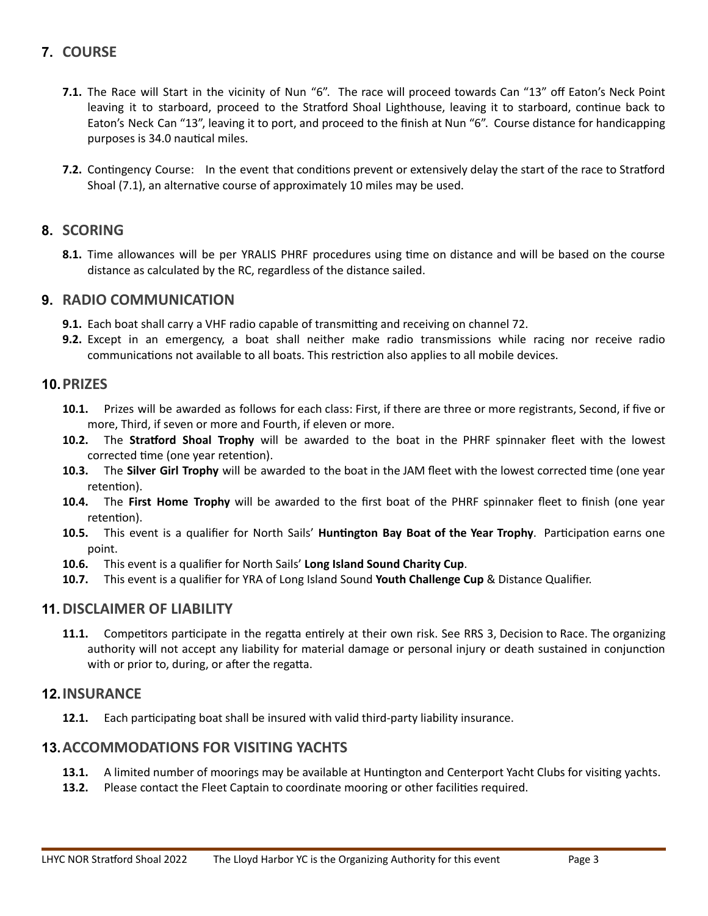## 7. COURSE

**7.1.** The Race will Start in the vicinity of Nun "6". The race will proceed towards Can "13" off Eaton's Neck Point leaving it to starboard, proceed to the Stratford Shoal Lighthouse, leaving it to starboard, continue back to Eaton's Neck Can "13", leaving it to port, and proceed to the finish at Nun "6". Course distance for handicapping purposes is 34.0 nautical miles.

**7.2.** Contingency Course: In the event that conditions prevent or extensively delay the start of the race to Stratford Shoal (7.1), an alternative course of approximately 10 miles may be used.

## 8. SCORING

**8.1.** Time allowances will be per YRALIS PHRF procedures using time on distance and will be based on the course distance as calculated by the RC, regardless of the distance sailed.

## 9. RADIO COMMUNICATION

**9.1.** Each boat shall carry a VHF radio capable of transmitting and receiving on channel 72.

**9.2.** Except in an emergency, a boat shall neither make radio transmissions while racing nor receive radio communications not available to all boats. This restriction also applies to all mobile devices.

## 10. PRIZES

**10.1.** Prizes will be awarded as follows for each class: First, if there are three or more registrants, Second, if five or more, Third, if seven or more and Fourth, if eleven or more.

**10.2.** The **Stratford Shoal Trophy** will be awarded to the boat in the PHRF spinnaker fleet with the lowest corrected time (one year retention).

**10.3.** The **Silver Girl Trophy** will be awarded to the boat in the JAM fleet with the lowest corrected time (one year retention).

**10.4.** The **First Home Trophy** will be awarded to the first boat of the PHRF spinnaker fleet to finish (one year retention).

**10.5.** This event is a qualifier for North Sails' **Huntington Bay Boat of the Year Trophy**. Participation earns one point.

**10.6.** This event is a qualifier for North Sails' **Long Island Sound Charity Cup**.

**10.7.** This event is a qualifier for YRA of Long Island Sound **Youth Challenge Cup** & Distance Qualifier.

## 11. DISCLAIMER OF LIABILITY

**11.1.** Competitors participate in the regatta entirely at their own risk. See RRS 3, Decision to Race. The organizing authority will not accept any liability for material damage or personal injury or death sustained in conjunction with or prior to, during, or after the regatta.

## 12. INSURANCE

**12.1.** Each participating boat shall be insured with valid third-party liability insurance.

## 13. ACCOMMODATIONS FOR VISITING YACHTS

**13.1.** A limited number of moorings may be available at Huntington and Centerport Yacht Clubs for visiting yachts.

**13.2.** Please contact the Fleet Captain to coordinate mooring or other facilities required.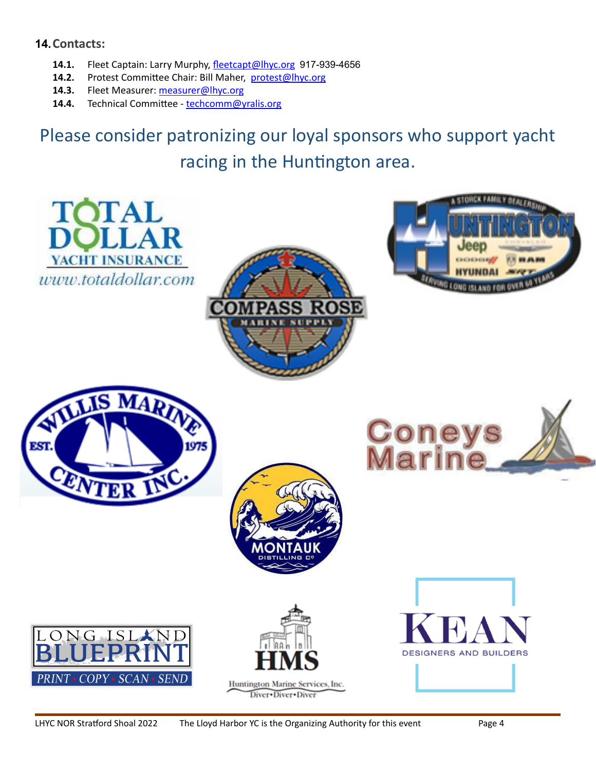## 14. Contacts:

- **14.1.** Fleet Captain: Larry Murphy, fleetcapt@lhyc.org 917-939-4656
- **14.2.** Protest Committee Chair: Bill Maher, protest@lhyc.org
- **14.3.** Fleet Measurer: measurer@lhyc.org
- **14.4.** Technical Committee - techcomm@yralis.org

Please consider patronizing our loyal sponsors who support yacht racing in the Huntington area.